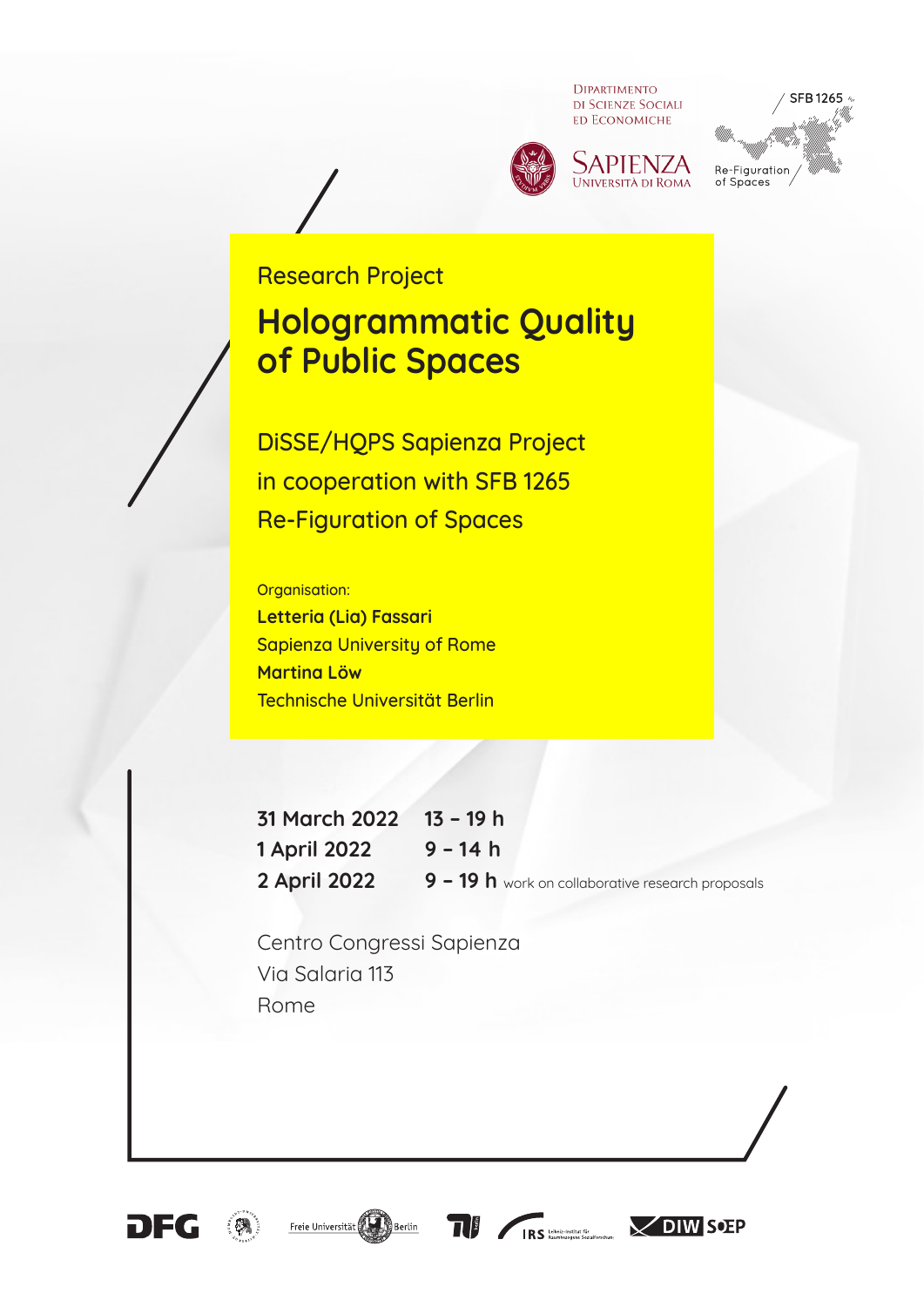Dipartimento di Scienze Sociali ed Economiche

Sapienza Università di Roma

SFB 1265 Re-Figuration of Spaces

Research Project

# Hologrammatic Quality of Public Spaces

DiSSE/HQPS Sapienza Project
in cooperation with SFB 1265
Re-Figuration of Spaces

Organisation:
**Letteria (Lia) Fassari**
Sapienza University of Rome
**Martina Löw**
Technische Universität Berlin

**31 March 2022** **13 – 19 h**
**1 April 2022** **9 – 14 h**
**2 April 2022** **9 – 19 h** work on collaborative research proposals

Centro Congressi Sapienza
Via Salaria 113
Rome

DFG · Humboldt-Universität zu Berlin · Freie Universität Berlin · TU · IRS Leibniz-Institut für Raumbezogene Sozialforschung · DIW SOEP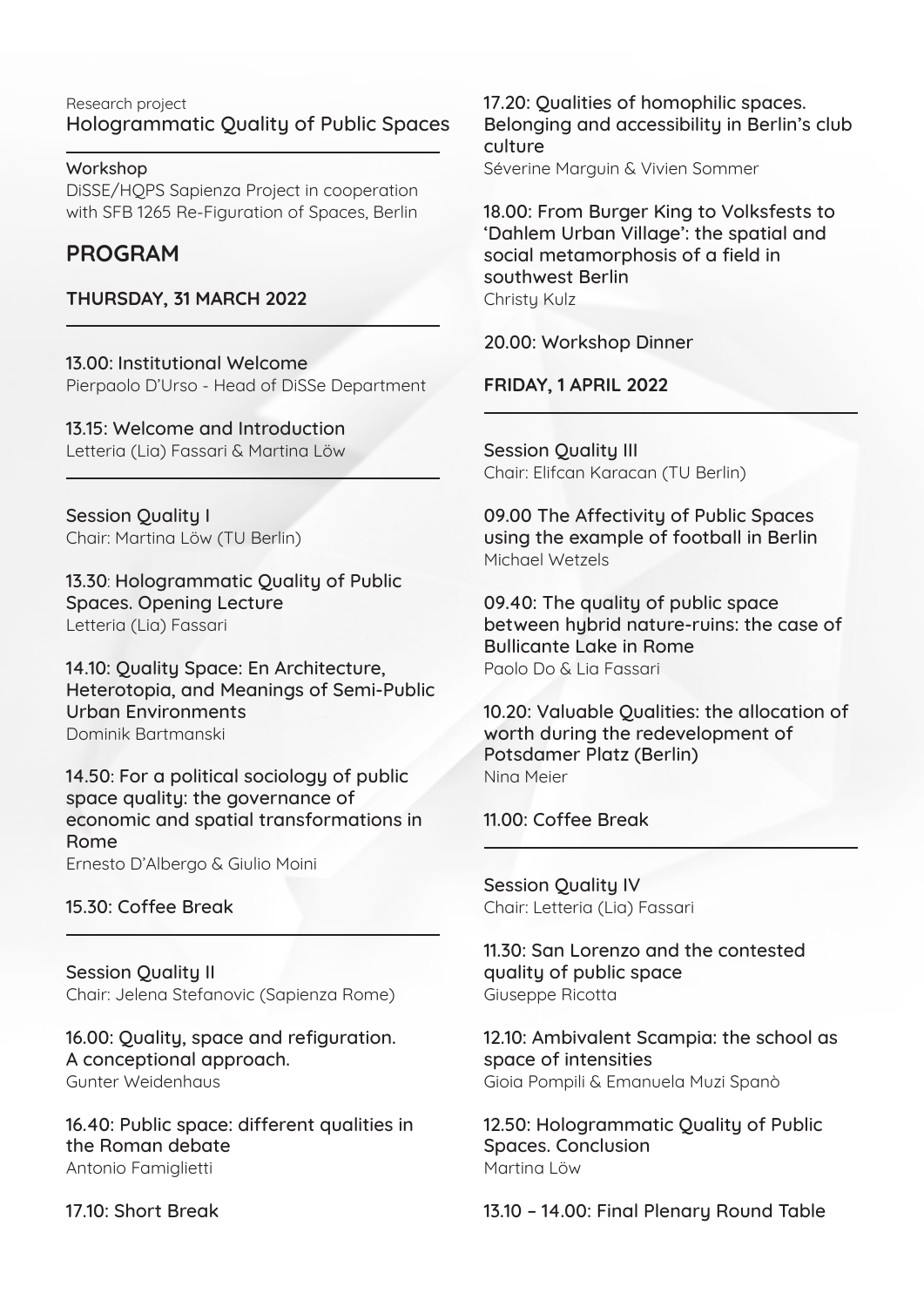Research project
Hologrammatic Quality of Public Spaces

Workshop
DiSSE/HQPS Sapienza Project in cooperation with SFB 1265 Re-Figuration of Spaces, Berlin

## PROGRAM

### THURSDAY, 31 MARCH 2022

13.00: Institutional Welcome
Pierpaolo D'Urso - Head of DiSSe Department

13.15: Welcome and Introduction
Letteria (Lia) Fassari & Martina Löw

**Session Quality I**
Chair: Martina Löw (TU Berlin)

13.30: Hologrammatic Quality of Public Spaces. Opening Lecture
Letteria (Lia) Fassari

14.10: Quality Space: En Architecture, Heterotopia, and Meanings of Semi-Public Urban Environments
Dominik Bartmanski

14.50: For a political sociology of public space quality: the governance of economic and spatial transformations in Rome
Ernesto D'Albergo & Giulio Moini

15.30: Coffee Break

**Session Quality II**
Chair: Jelena Stefanovic (Sapienza Rome)

16.00: Quality, space and refiguration. A conceptional approach.
Gunter Weidenhaus

16.40: Public space: different qualities in the Roman debate
Antonio Famiglietti

17.10: Short Break

17.20: Qualities of homophilic spaces. Belonging and accessibility in Berlin's club culture
Séverine Marguin & Vivien Sommer

18.00: From Burger King to Volksfests to 'Dahlem Urban Village': the spatial and social metamorphosis of a field in southwest Berlin
Christy Kulz

20.00: Workshop Dinner

### FRIDAY, 1 APRIL 2022

**Session Quality III**
Chair: Elifcan Karacan (TU Berlin)

09.00 The Affectivity of Public Spaces using the example of football in Berlin
Michael Wetzels

09.40: The quality of public space between hybrid nature-ruins: the case of Bullicante Lake in Rome
Paolo Do & Lia Fassari

10.20: Valuable Qualities: the allocation of worth during the redevelopment of Potsdamer Platz (Berlin)
Nina Meier

11.00: Coffee Break

**Session Quality IV**
Chair: Letteria (Lia) Fassari

11.30: San Lorenzo and the contested quality of public space
Giuseppe Ricotta

12.10: Ambivalent Scampia: the school as space of intensities
Gioia Pompili & Emanuela Muzi Spanò

12.50: Hologrammatic Quality of Public Spaces. Conclusion
Martina Löw

13.10 – 14.00: Final Plenary Round Table